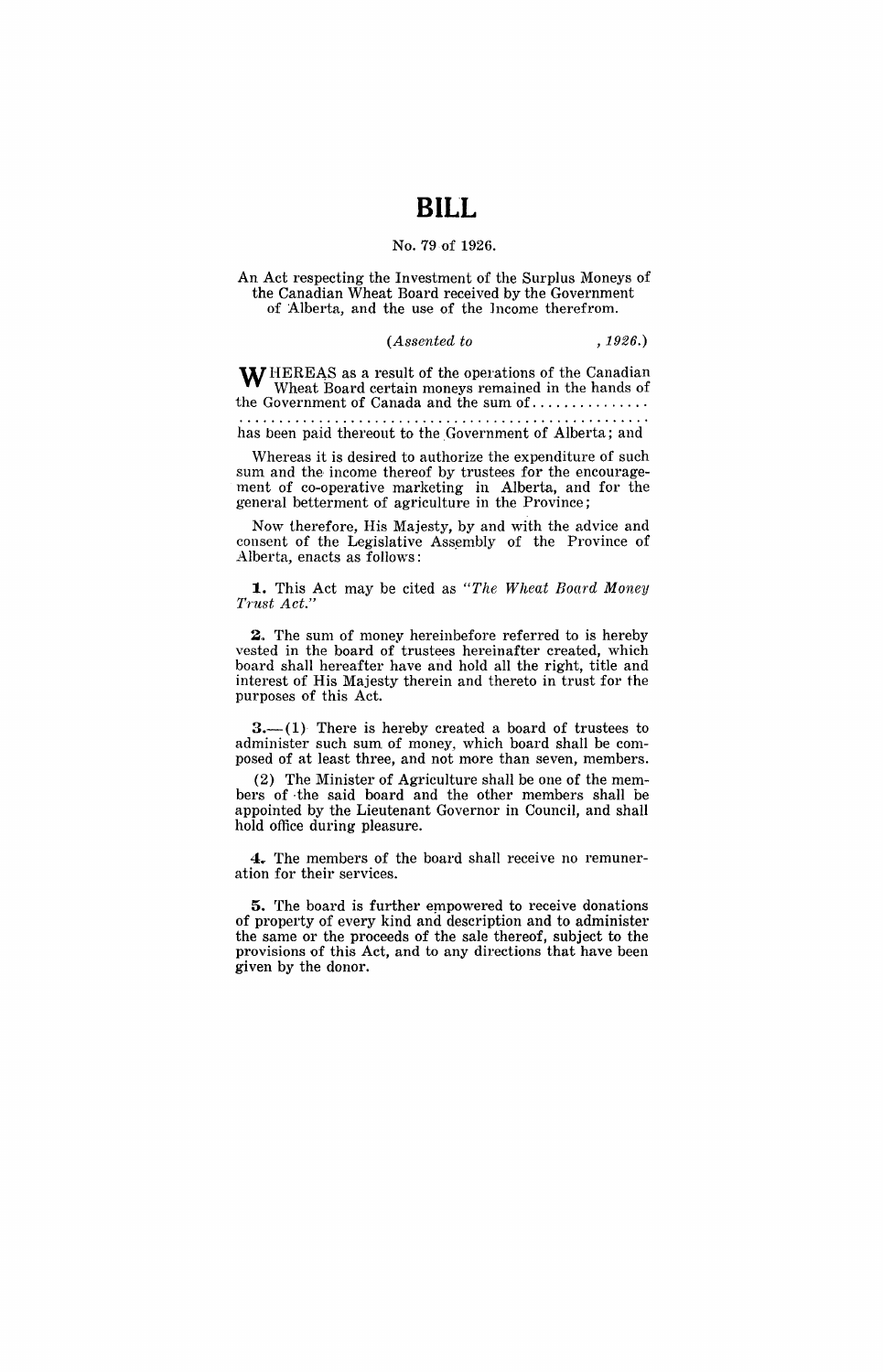# BILL

No. 79 of 1926.

An Act respecting the Investment of the Surplus Moneys of the Canadian Wheat Board received by the Government of Alberta, and the use of the Income therefrom.

(*Assented to , 1926.*)

WHEREAS as a result of the operations of the Canadian Wheat Board certain moneys remained in the hands of the Government of Canada and the sum of...............
.......................................................
has been paid thereout to the Government of Alberta; and

Whereas it is desired to authorize the expenditure of such sum and the income thereof by trustees for the encouragement of co-operative marketing in Alberta, and for the general betterment of agriculture in the Province;

Now therefore, His Majesty, by and with the advice and consent of the Legislative Assembly of the Province of Alberta, enacts as follows:

**1.** This Act may be cited as *"The Wheat Board Money Trust Act."*

**2.** The sum of money hereinbefore referred to is hereby vested in the board of trustees hereinafter created, which board shall hereafter have and hold all the right, title and interest of His Majesty therein and thereto in trust for the purposes of this Act.

**3.**—(1) There is hereby created a board of trustees to administer such sum of money, which board shall be composed of at least three, and not more than seven, members.

(2) The Minister of Agriculture shall be one of the members of the said board and the other members shall be appointed by the Lieutenant Governor in Council, and shall hold office during pleasure.

**4.** The members of the board shall receive no remuneration for their services.

**5.** The board is further empowered to receive donations of property of every kind and description and to administer the same or the proceeds of the sale thereof, subject to the provisions of this Act, and to any directions that have been given by the donor.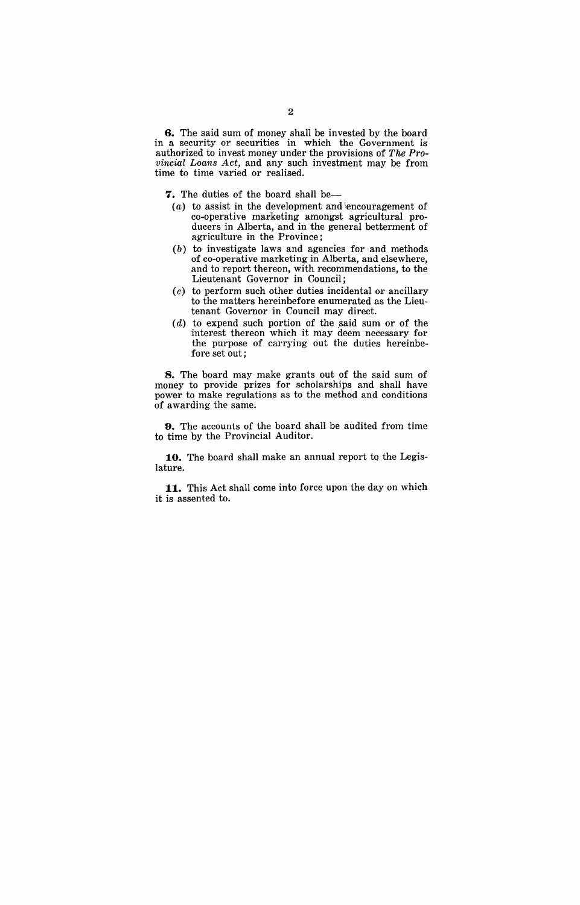**6.** The said sum of money shall be invested by the board in a security or securities in which the Government is authorized to invest money under the provisions of *The Provincial Loans Act,* and any such investment may be from time to time varied or realised.

**7.** The duties of the board shall be—

(*a*) to assist in the development and encouragement of co-operative marketing amongst agricultural producers in Alberta, and in the general betterment of agriculture in the Province;

(*b*) to investigate laws and agencies for and methods of co-operative marketing in Alberta, and elsewhere, and to report thereon, with recommendations, to the Lieutenant Governor in Council;

(*c*) to perform such other duties incidental or ancillary to the matters hereinbefore enumerated as the Lieutenant Governor in Council may direct.

(*d*) to expend such portion of the said sum or of the interest thereon which it may deem necessary for the purpose of carrying out the duties hereinbefore set out;

**8.** The board may make grants out of the said sum of money to provide prizes for scholarships and shall have power to make regulations as to the method and conditions of awarding the same.

**9.** The accounts of the board shall be audited from time to time by the Provincial Auditor.

**10.** The board shall make an annual report to the Legislature.

**11.** This Act shall come into force upon the day on which it is assented to.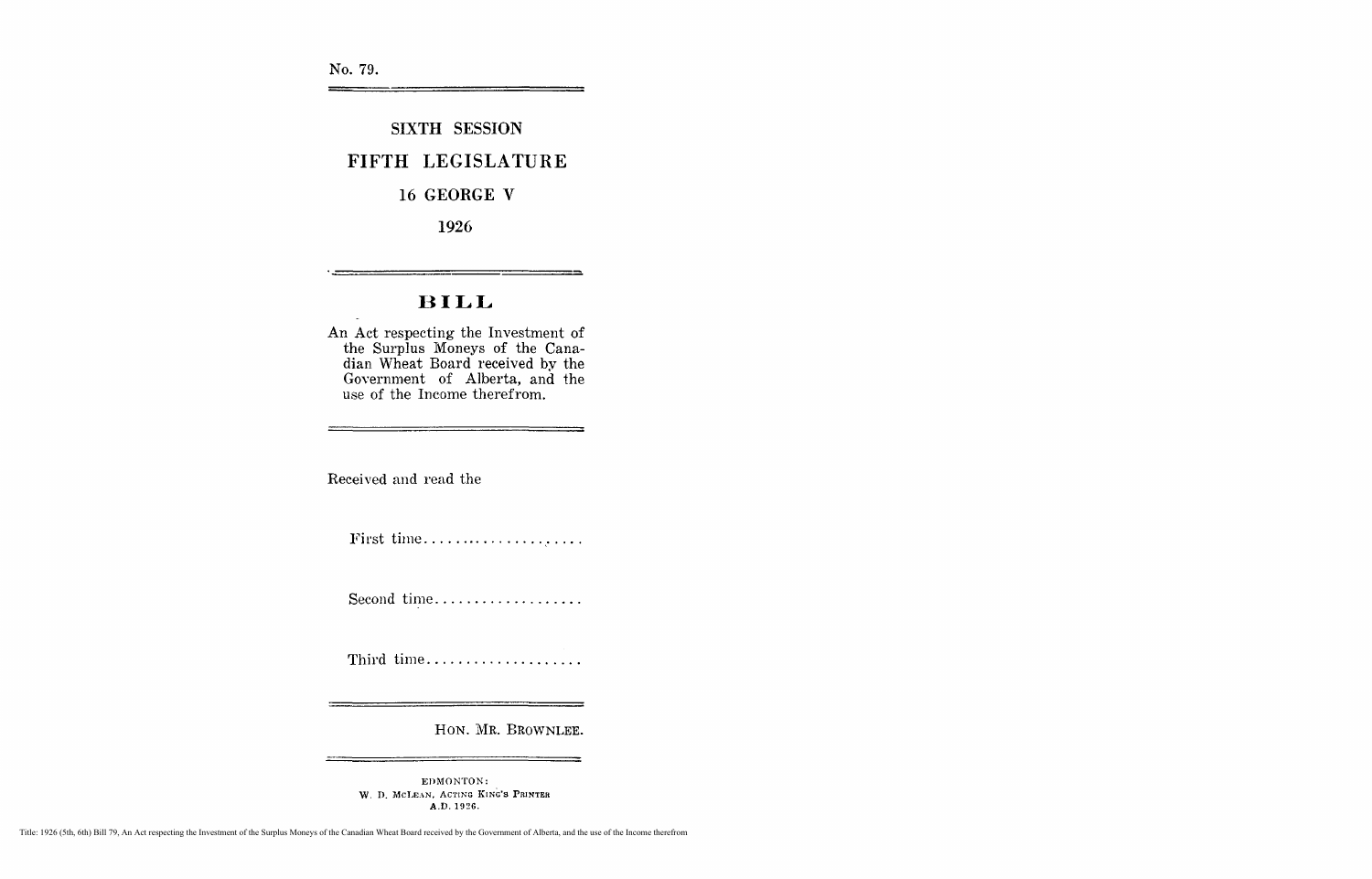No. 79.

# SIXTH SESSION

# FIFTH LEGISLATURE

## 16 GEORGE V

## 1926

# BILL

An Act respecting the Investment of the Surplus Moneys of the Canadian Wheat Board received by the Government of Alberta, and the use of the Income therefrom.

Received and read the

First time....................

Second time...................

Third time....................

HON. MR. BROWNLEE.

EDMONTON:
W. D. MCLEAN, ACTING KING'S PRINTER
A.D. 1926.

Title: 1926 (5th, 6th) Bill 79, An Act respecting the Investment of the Surplus Moneys of the Canadian Wheat Board received by the Government of Alberta, and the use of the Income therefrom